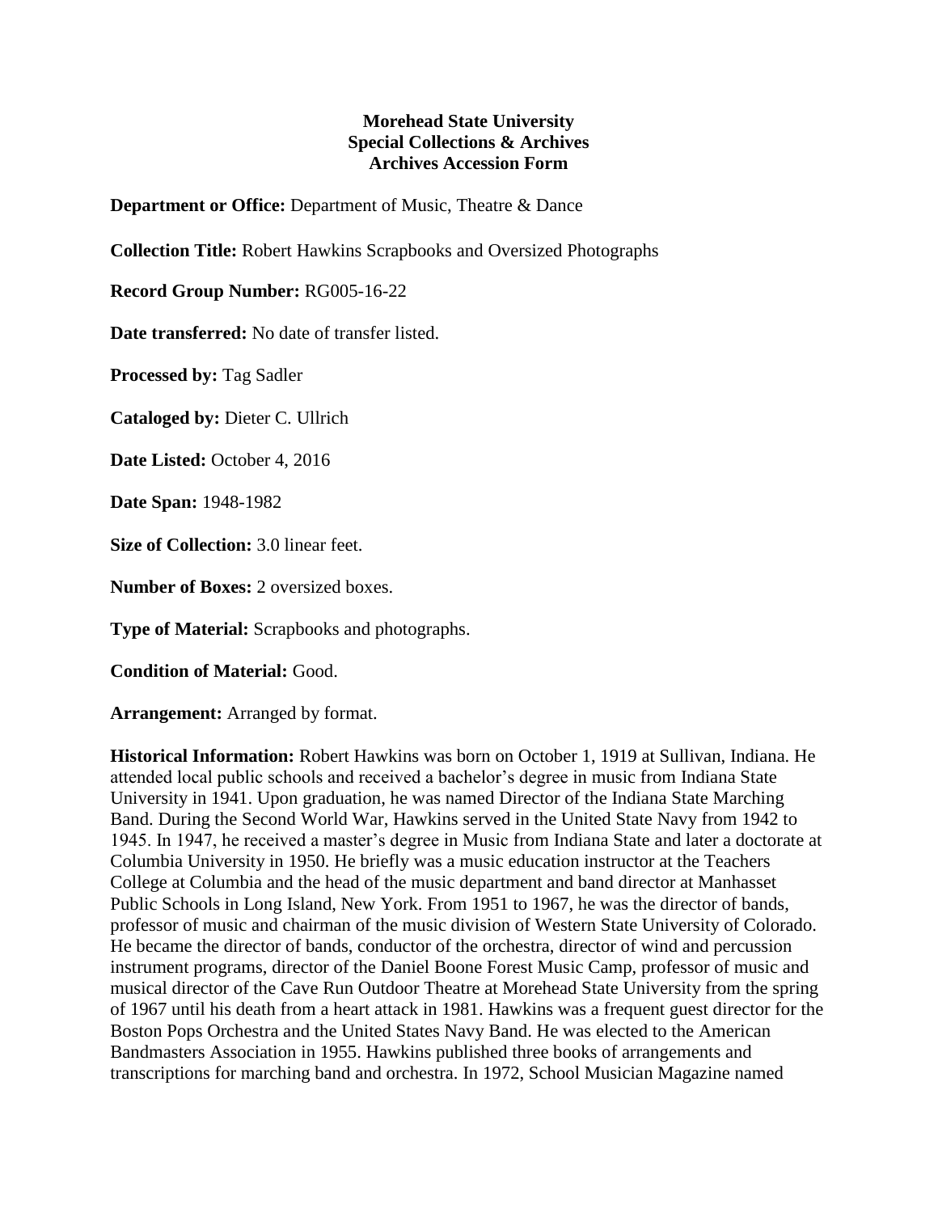**Morehead State University**
**Special Collections & Archives**
**Archives Accession Form**

**Department or Office:** Department of Music, Theatre & Dance

**Collection Title:** Robert Hawkins Scrapbooks and Oversized Photographs

**Record Group Number:** RG005-16-22

**Date transferred:** No date of transfer listed.

**Processed by:** Tag Sadler

**Cataloged by:** Dieter C. Ullrich

**Date Listed:** October 4, 2016

**Date Span:** 1948-1982

**Size of Collection:** 3.0 linear feet.

**Number of Boxes:** 2 oversized boxes.

**Type of Material:** Scrapbooks and photographs.

**Condition of Material:** Good.

**Arrangement:** Arranged by format.

**Historical Information:** Robert Hawkins was born on October 1, 1919 at Sullivan, Indiana. He attended local public schools and received a bachelor's degree in music from Indiana State University in 1941. Upon graduation, he was named Director of the Indiana State Marching Band. During the Second World War, Hawkins served in the United State Navy from 1942 to 1945. In 1947, he received a master's degree in Music from Indiana State and later a doctorate at Columbia University in 1950. He briefly was a music education instructor at the Teachers College at Columbia and the head of the music department and band director at Manhasset Public Schools in Long Island, New York. From 1951 to 1967, he was the director of bands, professor of music and chairman of the music division of Western State University of Colorado. He became the director of bands, conductor of the orchestra, director of wind and percussion instrument programs, director of the Daniel Boone Forest Music Camp, professor of music and musical director of the Cave Run Outdoor Theatre at Morehead State University from the spring of 1967 until his death from a heart attack in 1981. Hawkins was a frequent guest director for the Boston Pops Orchestra and the United States Navy Band. He was elected to the American Bandmasters Association in 1955. Hawkins published three books of arrangements and transcriptions for marching band and orchestra. In 1972, School Musician Magazine named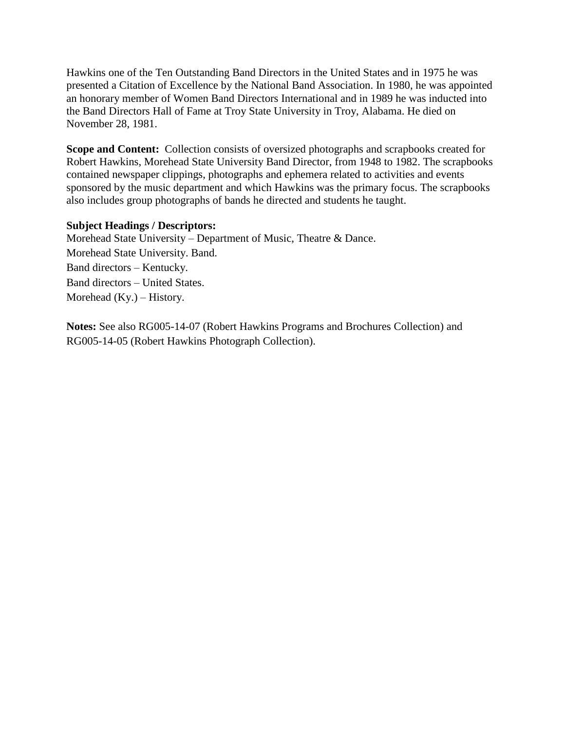Hawkins one of the Ten Outstanding Band Directors in the United States and in 1975 he was presented a Citation of Excellence by the National Band Association. In 1980, he was appointed an honorary member of Women Band Directors International and in 1989 he was inducted into the Band Directors Hall of Fame at Troy State University in Troy, Alabama. He died on November 28, 1981.

**Scope and Content:** Collection consists of oversized photographs and scrapbooks created for Robert Hawkins, Morehead State University Band Director, from 1948 to 1982. The scrapbooks contained newspaper clippings, photographs and ephemera related to activities and events sponsored by the music department and which Hawkins was the primary focus. The scrapbooks also includes group photographs of bands he directed and students he taught.

**Subject Headings / Descriptors:**

Morehead State University – Department of Music, Theatre & Dance.

Morehead State University. Band.

Band directors – Kentucky.

Band directors – United States.

Morehead (Ky.) – History.

**Notes:** See also RG005-14-07 (Robert Hawkins Programs and Brochures Collection) and RG005-14-05 (Robert Hawkins Photograph Collection).